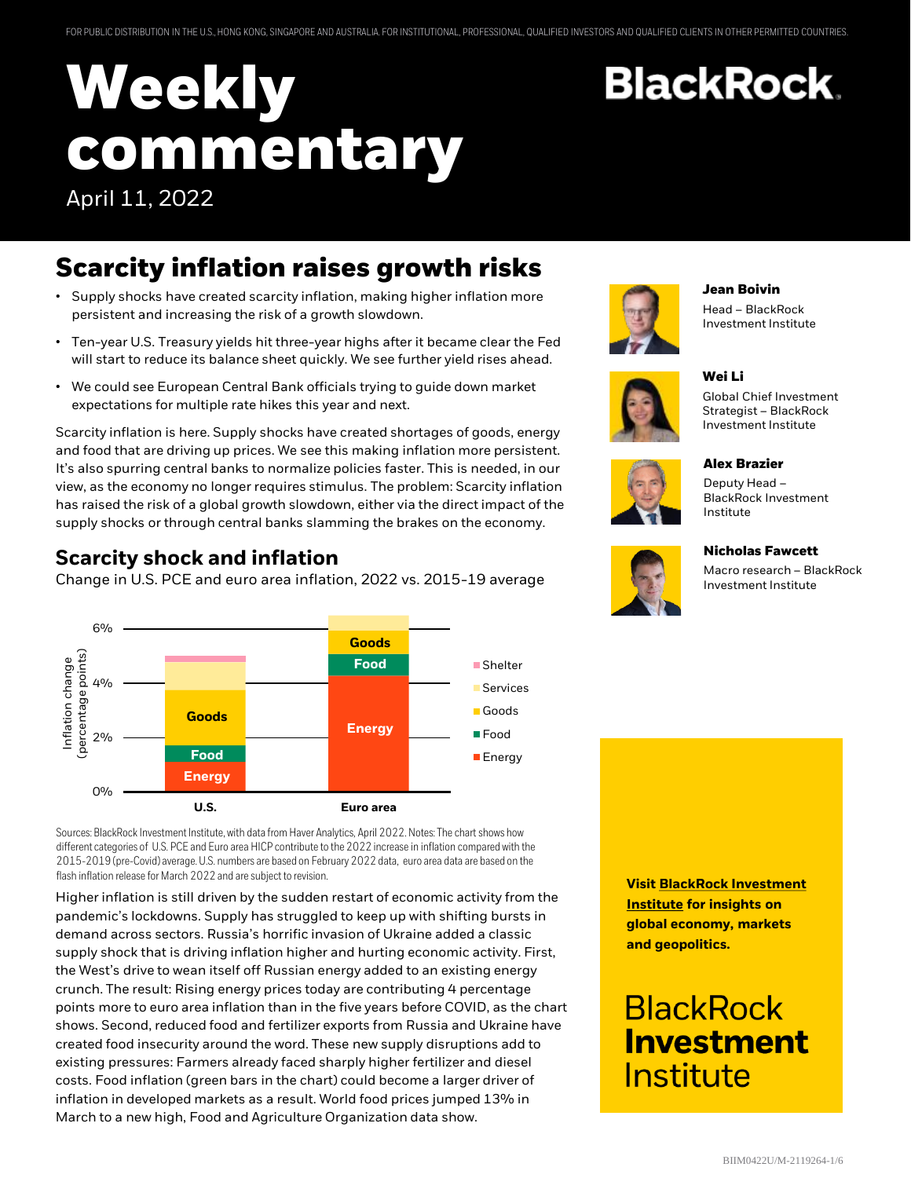FOR PUBLIC DISTRIBUTION IN THE U.S., HONG KONG, SINGAPORE AND AUSTRALIA. FOR INSTITUTIONAL, PROFESSIONAL, QUALIFIED INVESTORS AND QUALIFIED CLIENTS IN OTHER PERMITTED COUNTRIES.

# Weekly commentary

April 11, 2022

BlackRock.

## Scarcity inflation raises growth risks

- Supply shocks have created scarcity inflation, making higher inflation more persistent and increasing the risk of a growth slowdown.
- Ten-year U.S. Treasury yields hit three-year highs after it became clear the Fed will start to reduce its balance sheet quickly. We see further yield rises ahead.
- We could see European Central Bank officials trying to guide down market expectations for multiple rate hikes this year and next.

Scarcity inflation is here. Supply shocks have created shortages of goods, energy and food that are driving up prices. We see this making inflation more persistent. It's also spurring central banks to normalize policies faster. This is needed, in our view, as the economy no longer requires stimulus. The problem: Scarcity inflation has raised the risk of a global growth slowdown, either via the direct impact of the supply shocks or through central banks slamming the brakes on the economy.

### Scarcity shock and inflation

Change in U.S. PCE and euro area inflation, 2022 vs. 2015-19 average

Sources: BlackRock Investment Institute, with data from Haver Analytics, April 2022. Notes: The chart shows how different categories of U.S. PCE and Euro area HICP contribute to the 2022 increase in inflation compared with the 2015-2019 (pre-Covid) average. U.S. numbers are based on February 2022 data, euro area data are based on the flash inflation release for March 2022 and are subject to revision.

Higher inflation is still driven by the sudden restart of economic activity from the pandemic's lockdowns. Supply has struggled to keep up with shifting bursts in demand across sectors. Russia's horrific invasion of Ukraine added a classic supply shock that is driving inflation higher and hurting economic activity. First, the West's drive to wean itself off Russian energy added to an existing energy crunch. The result: Rising energy prices today are contributing 4 percentage points more to euro area inflation than in the five years before COVID, as the chart shows. Second, reduced food and fertilizer exports from Russia and Ukraine have created food insecurity around the word. These new supply disruptions add to existing pressures: Farmers already faced sharply higher fertilizer and diesel costs. Food inflation (green bars in the chart) could become a larger driver of inflation in developed markets as a result. World food prices jumped 13% in March to a new high, Food and Agriculture Organization data show.

**Jean Boivin**
Head – BlackRock Investment Institute

**Wei Li**
Global Chief Investment Strategist – BlackRock Investment Institute

**Alex Brazier**
Deputy Head – BlackRock Investment Institute

**Nicholas Fawcett**
Macro research – BlackRock Investment Institute

**Visit BlackRock Investment Institute for insights on global economy, markets and geopolitics.**

BlackRock **Investment** Institute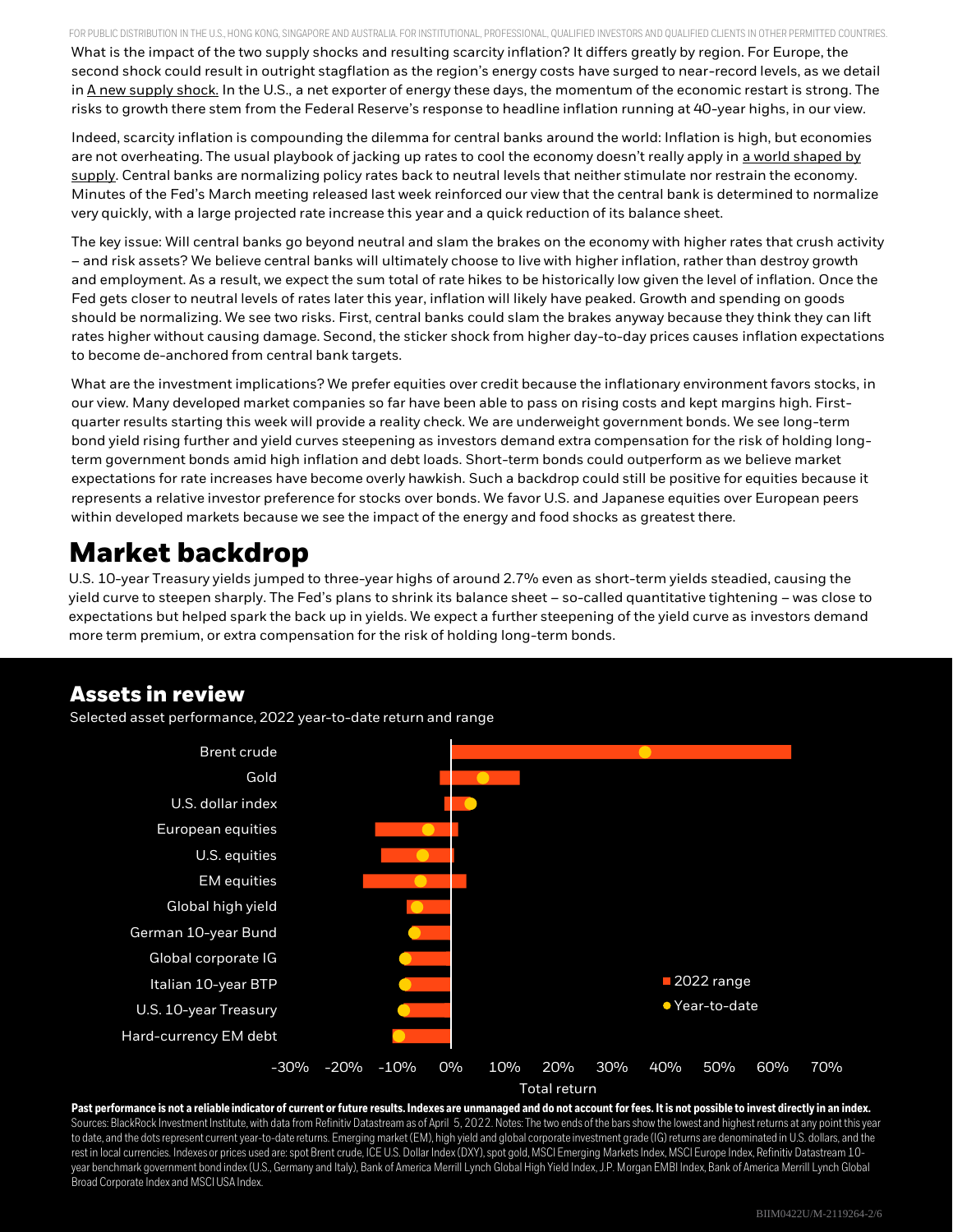What is the impact of the two supply shocks and resulting scarcity inflation? It differs greatly by region. For Europe, the second shock could result in outright stagflation as the region's energy costs have surged to near-record levels, as we detail in A new supply shock. In the U.S., a net exporter of energy these days, the momentum of the economic restart is strong. The risks to growth there stem from the Federal Reserve's response to headline inflation running at 40-year highs, in our view.

Indeed, scarcity inflation is compounding the dilemma for central banks around the world: Inflation is high, but economies are not overheating. The usual playbook of jacking up rates to cool the economy doesn't really apply in a world shaped by supply. Central banks are normalizing policy rates back to neutral levels that neither stimulate nor restrain the economy. Minutes of the Fed's March meeting released last week reinforced our view that the central bank is determined to normalize very quickly, with a large projected rate increase this year and a quick reduction of its balance sheet.

The key issue: Will central banks go beyond neutral and slam the brakes on the economy with higher rates that crush activity – and risk assets? We believe central banks will ultimately choose to live with higher inflation, rather than destroy growth and employment. As a result, we expect the sum total of rate hikes to be historically low given the level of inflation. Once the Fed gets closer to neutral levels of rates later this year, inflation will likely have peaked. Growth and spending on goods should be normalizing. We see two risks. First, central banks could slam the brakes anyway because they think they can lift rates higher without causing damage. Second, the sticker shock from higher day-to-day prices causes inflation expectations to become de-anchored from central bank targets.

What are the investment implications? We prefer equities over credit because the inflationary environment favors stocks, in our view. Many developed market companies so far have been able to pass on rising costs and kept margins high. First-quarter results starting this week will provide a reality check. We are underweight government bonds. We see long-term bond yield rising further and yield curves steepening as investors demand extra compensation for the risk of holding long-term government bonds amid high inflation and debt loads. Short-term bonds could outperform as we believe market expectations for rate increases have become overly hawkish. Such a backdrop could still be positive for equities because it represents a relative investor preference for stocks over bonds. We favor U.S. and Japanese equities over European peers within developed markets because we see the impact of the energy and food shocks as greatest there.

# Market backdrop

U.S. 10-year Treasury yields jumped to three-year highs of around 2.7% even as short-term yields steadied, causing the yield curve to steepen sharply. The Fed's plans to shrink its balance sheet – so-called quantitative tightening – was close to expectations but helped spark the back up in yields. We expect a further steepening of the yield curve as investors demand more term premium, or extra compensation for the risk of holding long-term bonds.

## Assets in review

Selected asset performance, 2022 year-to-date return and range

Brent crude, Gold, U.S. dollar index, European equities, U.S. equities, EM equities, Global high yield, German 10-year Bund, Global corporate IG, Italian 10-year BTP, U.S. 10-year Treasury, Hard-currency EM debt

■ 2022 range ● Year-to-date

Total return: -30% -20% -10% 0% 10% 20% 30% 40% 50% 60% 70%

**Past performance is not a reliable indicator of current or future results. Indexes are unmanaged and do not account for fees. It is not possible to invest directly in an index.** Sources: BlackRock Investment Institute, with data from Refinitiv Datastream as of April 5, 2022. Notes: The two ends of the bars show the lowest and highest returns at any point this year to date, and the dots represent current year-to-date returns. Emerging market (EM), high yield and global corporate investment grade (IG) returns are denominated in U.S. dollars, and the rest in local currencies. Indexes or prices used are: spot Brent crude, ICE U.S. Dollar Index (DXY), spot gold, MSCI Emerging Markets Index, MSCI Europe Index, Refinitiv Datastream 10-year benchmark government bond index (U.S., Germany and Italy), Bank of America Merrill Lynch Global High Yield Index, J.P. Morgan EMBI Index, Bank of America Merrill Lynch Global Broad Corporate Index and MSCI USA Index.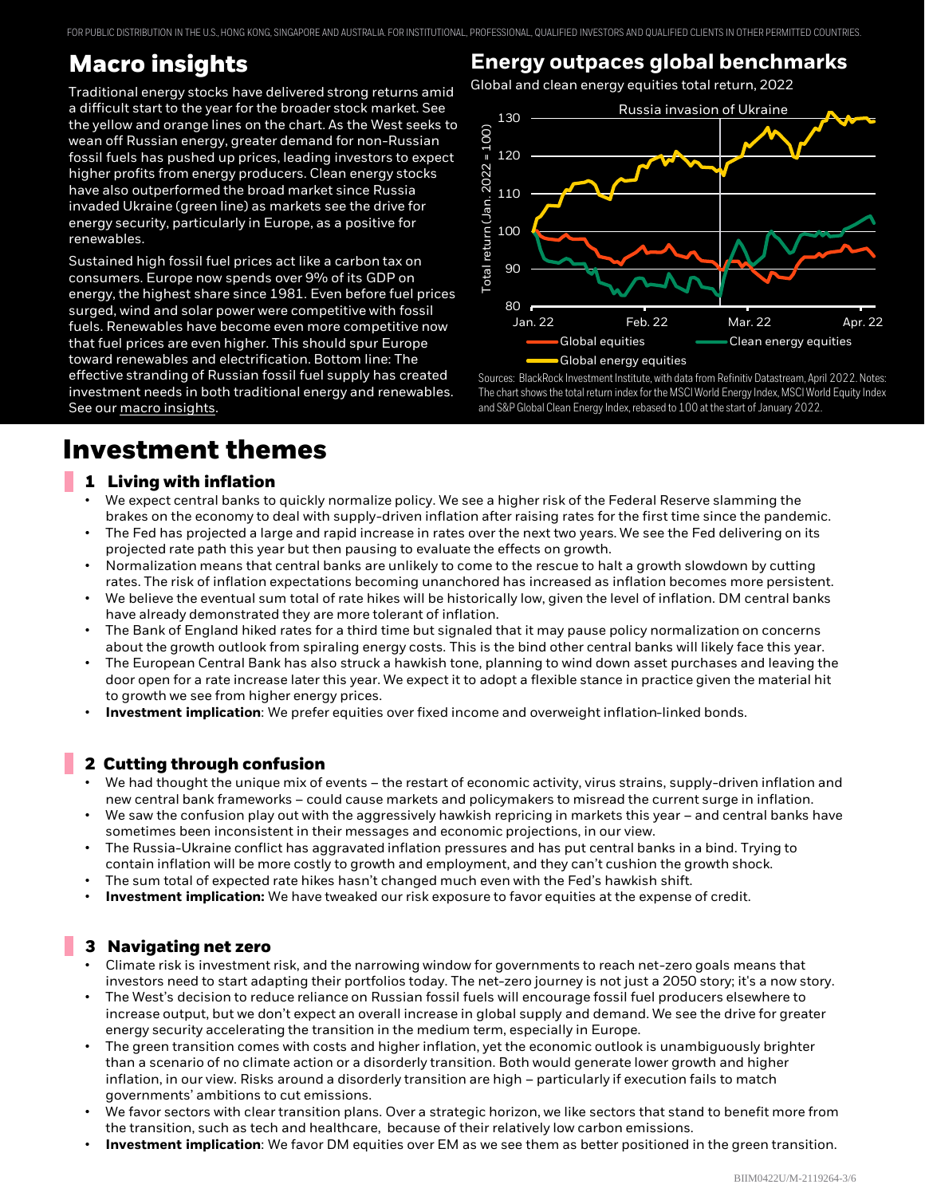## Macro insights

Traditional energy stocks have delivered strong returns amid a difficult start to the year for the broader stock market. See the yellow and orange lines on the chart. As the West seeks to wean off Russian energy, greater demand for non-Russian fossil fuels has pushed up prices, leading investors to expect higher profits from energy producers. Clean energy stocks have also outperformed the broad market since Russia invaded Ukraine (green line) as markets see the drive for energy security, particularly in Europe, as a positive for renewables.

Sustained high fossil fuel prices act like a carbon tax on consumers. Europe now spends over 9% of its GDP on energy, the highest share since 1981. Even before fuel prices surged, wind and solar power were competitive with fossil fuels. Renewables have become even more competitive now that fuel prices are even higher. This should spur Europe toward renewables and electrification. Bottom line: The effective stranding of Russian fossil fuel supply has created investment needs in both traditional energy and renewables. See our macro insights.

## Energy outpaces global benchmarks

Global and clean energy equities total return, 2022

Sources: BlackRock Investment Institute, with data from Refinitiv Datastream, April 2022. Notes: The chart shows the total return index for the MSCI World Energy Index, MSCI World Equity Index and S&P Global Clean Energy Index, rebased to 100 at the start of January 2022.

# Investment themes

### 1 Living with inflation

- We expect central banks to quickly normalize policy. We see a higher risk of the Federal Reserve slamming the brakes on the economy to deal with supply-driven inflation after raising rates for the first time since the pandemic.
- The Fed has projected a large and rapid increase in rates over the next two years. We see the Fed delivering on its projected rate path this year but then pausing to evaluate the effects on growth.
- Normalization means that central banks are unlikely to come to the rescue to halt a growth slowdown by cutting rates. The risk of inflation expectations becoming unanchored has increased as inflation becomes more persistent.
- We believe the eventual sum total of rate hikes will be historically low, given the level of inflation. DM central banks have already demonstrated they are more tolerant of inflation.
- The Bank of England hiked rates for a third time but signaled that it may pause policy normalization on concerns about the growth outlook from spiraling energy costs. This is the bind other central banks will likely face this year.
- The European Central Bank has also struck a hawkish tone, planning to wind down asset purchases and leaving the door open for a rate increase later this year. We expect it to adopt a flexible stance in practice given the material hit to growth we see from higher energy prices.
- **Investment implication**: We prefer equities over fixed income and overweight inflation-linked bonds.

### 2 Cutting through confusion

- We had thought the unique mix of events – the restart of economic activity, virus strains, supply-driven inflation and new central bank frameworks – could cause markets and policymakers to misread the current surge in inflation.
- We saw the confusion play out with the aggressively hawkish repricing in markets this year – and central banks have sometimes been inconsistent in their messages and economic projections, in our view.
- The Russia-Ukraine conflict has aggravated inflation pressures and has put central banks in a bind. Trying to contain inflation will be more costly to growth and employment, and they can't cushion the growth shock.
- The sum total of expected rate hikes hasn't changed much even with the Fed's hawkish shift.
- **Investment implication:** We have tweaked our risk exposure to favor equities at the expense of credit.

### 3 Navigating net zero

- Climate risk is investment risk, and the narrowing window for governments to reach net-zero goals means that investors need to start adapting their portfolios today. The net-zero journey is not just a 2050 story; it's a now story.
- The West's decision to reduce reliance on Russian fossil fuels will encourage fossil fuel producers elsewhere to increase output, but we don't expect an overall increase in global supply and demand. We see the drive for greater energy security accelerating the transition in the medium term, especially in Europe.
- The green transition comes with costs and higher inflation, yet the economic outlook is unambiguously brighter than a scenario of no climate action or a disorderly transition. Both would generate lower growth and higher inflation, in our view. Risks around a disorderly transition are high – particularly if execution fails to match governments' ambitions to cut emissions.
- We favor sectors with clear transition plans. Over a strategic horizon, we like sectors that stand to benefit more from the transition, such as tech and healthcare, because of their relatively low carbon emissions.
- **Investment implication**: We favor DM equities over EM as we see them as better positioned in the green transition.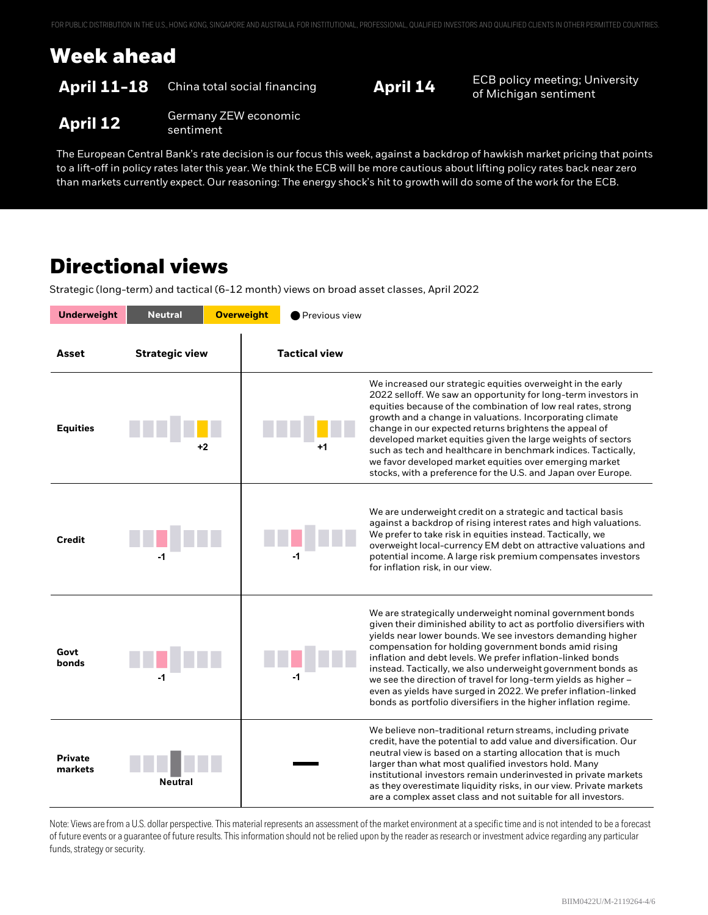## Week ahead

| | | | |
|---|---|---|---|
| **April 11-18** | China total social financing | **April 14** | ECB policy meeting; University of Michigan sentiment |
| **April 12** | Germany ZEW economic sentiment | | |

The European Central Bank's rate decision is our focus this week, against a backdrop of hawkish market pricing that points to a lift-off in policy rates later this year. We think the ECB will be more cautious about lifting policy rates back near zero than markets currently expect. Our reasoning: The energy shock's hit to growth will do some of the work for the ECB.

## Directional views

Strategic (long-term) and tactical (6-12 month) views on broad asset classes, April 2022

Underweight | Neutral | Overweight | ● Previous view

| Asset | Strategic view | Tactical view | |
|---|---|---|---|
| **Equities** | +2 | +1 | We increased our strategic equities overweight in the early 2022 selloff. We saw an opportunity for long-term investors in equities because of the combination of low real rates, strong growth and a change in valuations. Incorporating climate change in our expected returns brightens the appeal of developed market equities given the large weights of sectors such as tech and healthcare in benchmark indices. Tactically, we favor developed market equities over emerging market stocks, with a preference for the U.S. and Japan over Europe. |
| **Credit** | -1 | -1 | We are underweight credit on a strategic and tactical basis against a backdrop of rising interest rates and high valuations. We prefer to take risk in equities instead. Tactically, we overweight local-currency EM debt on attractive valuations and potential income. A large risk premium compensates investors for inflation risk, in our view. |
| **Govt bonds** | -1 | -1 | We are strategically underweight nominal government bonds given their diminished ability to act as portfolio diversifiers with yields near lower bounds. We see investors demanding higher compensation for holding government bonds amid rising inflation and debt levels. We prefer inflation-linked bonds instead. Tactically, we also underweight government bonds as we see the direction of travel for long-term yields as higher – even as yields have surged in 2022. We prefer inflation-linked bonds as portfolio diversifiers in the higher inflation regime. |
| **Private markets** | Neutral | — | We believe non-traditional return streams, including private credit, have the potential to add value and diversification. Our neutral view is based on a starting allocation that is much larger than what most qualified investors hold. Many institutional investors remain underinvested in private markets as they overestimate liquidity risks, in our view. Private markets are a complex asset class and not suitable for all investors. |

Note: Views are from a U.S. dollar perspective. This material represents an assessment of the market environment at a specific time and is not intended to be a forecast of future events or a guarantee of future results. This information should not be relied upon by the reader as research or investment advice regarding any particular funds, strategy or security.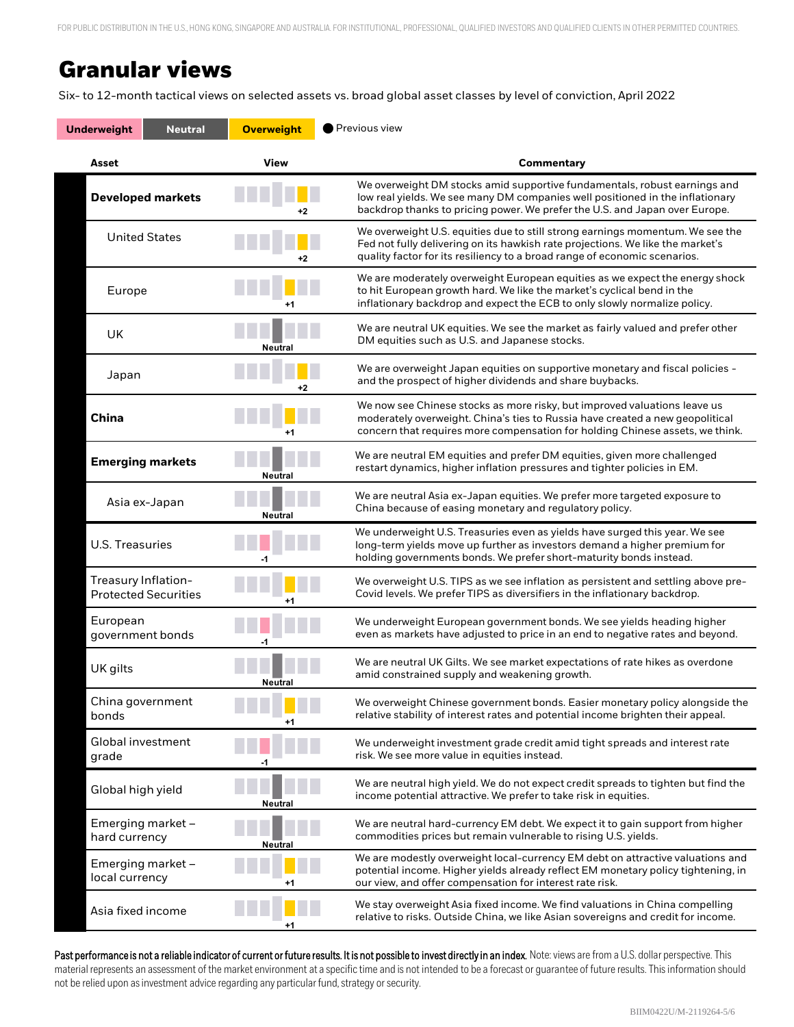FOR PUBLIC DISTRIBUTION IN THE U.S., HONG KONG, SINGAPORE AND AUSTRALIA. FOR INSTITUTIONAL, PROFESSIONAL, QUALIFIED INVESTORS AND QUALIFIED CLIENTS IN OTHER PERMITTED COUNTRIES.

# Granular views

Six- to 12-month tactical views on selected assets vs. broad global asset classes by level of conviction, April 2022

Underweight | Neutral | Overweight | ● Previous view

| Asset | View | Commentary |
|---|---|---|
| **Developed markets** | +2 | We overweight DM stocks amid supportive fundamentals, robust earnings and low real yields. We see many DM companies well positioned in the inflationary backdrop thanks to pricing power. We prefer the U.S. and Japan over Europe. |
| United States | +2 | We overweight U.S. equities due to still strong earnings momentum. We see the Fed not fully delivering on its hawkish rate projections. We like the market's quality factor for its resiliency to a broad range of economic scenarios. |
| Europe | +1 | We are moderately overweight European equities as we expect the energy shock to hit European growth hard. We like the market's cyclical bend in the inflationary backdrop and expect the ECB to only slowly normalize policy. |
| UK | Neutral | We are neutral UK equities. We see the market as fairly valued and prefer other DM equities such as U.S. and Japanese stocks. |
| Japan | +2 | We are overweight Japan equities on supportive monetary and fiscal policies - and the prospect of higher dividends and share buybacks. |
| **China** | +1 | We now see Chinese stocks as more risky, but improved valuations leave us moderately overweight. China's ties to Russia have created a new geopolitical concern that requires more compensation for holding Chinese assets, we think. |
| **Emerging markets** | Neutral | We are neutral EM equities and prefer DM equities, given more challenged restart dynamics, higher inflation pressures and tighter policies in EM. |
| Asia ex-Japan | Neutral | We are neutral Asia ex-Japan equities. We prefer more targeted exposure to China because of easing monetary and regulatory policy. |
| U.S. Treasuries | -1 | We underweight U.S. Treasuries even as yields have surged this year. We see long-term yields move up further as investors demand a higher premium for holding governments bonds. We prefer short-maturity bonds instead. |
| Treasury Inflation-Protected Securities | +1 | We overweight U.S. TIPS as we see inflation as persistent and settling above pre-Covid levels. We prefer TIPS as diversifiers in the inflationary backdrop. |
| European government bonds | -1 | We underweight European government bonds. We see yields heading higher even as markets have adjusted to price in an end to negative rates and beyond. |
| UK gilts | Neutral | We are neutral UK Gilts. We see market expectations of rate hikes as overdone amid constrained supply and weakening growth. |
| China government bonds | +1 | We overweight Chinese government bonds. Easier monetary policy alongside the relative stability of interest rates and potential income brighten their appeal. |
| Global investment grade | -1 | We underweight investment grade credit amid tight spreads and interest rate risk. We see more value in equities instead. |
| Global high yield | Neutral | We are neutral high yield. We do not expect credit spreads to tighten but find the income potential attractive. We prefer to take risk in equities. |
| Emerging market – hard currency | Neutral | We are neutral hard-currency EM debt. We expect it to gain support from higher commodities prices but remain vulnerable to rising U.S. yields. |
| Emerging market – local currency | +1 | We are modestly overweight local-currency EM debt on attractive valuations and potential income. Higher yields already reflect EM monetary policy tightening, in our view, and offer compensation for interest rate risk. |
| Asia fixed income | +1 | We stay overweight Asia fixed income. We find valuations in China compelling relative to risks. Outside China, we like Asian sovereigns and credit for income. |

**Past performance is not a reliable indicator of current or future results. It is not possible to invest directly in an index.** Note: views are from a U.S. dollar perspective. This material represents an assessment of the market environment at a specific time and is not intended to be a forecast or guarantee of future results. This information should not be relied upon as investment advice regarding any particular fund, strategy or security.

BIIM0422U/M-2119264-5/6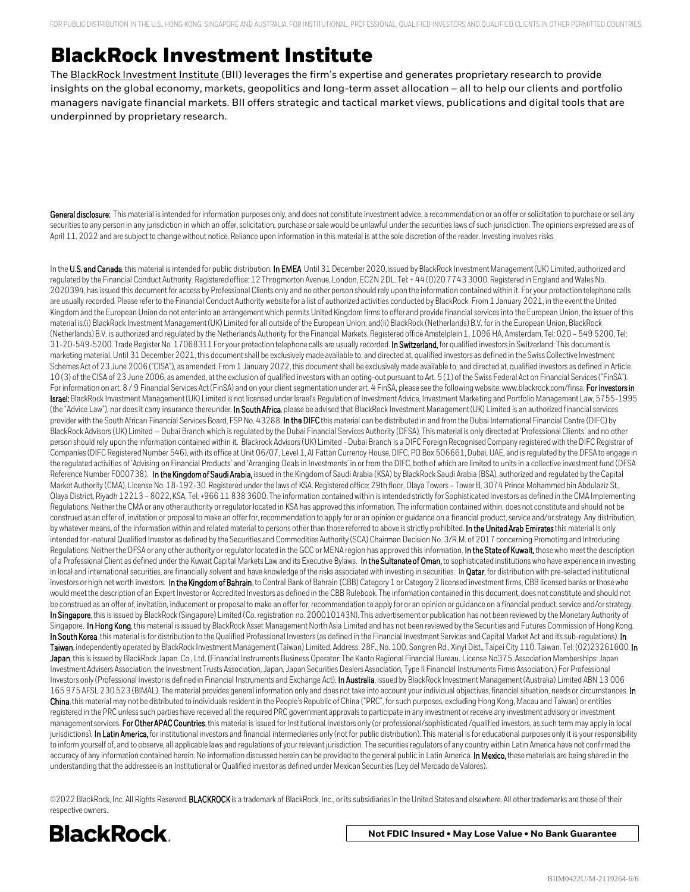FOR PUBLIC DISTRIBUTION IN THE U.S., HONG KONG, SINGAPORE AND AUSTRALIA. FOR INSTITUTIONAL, PROFESSIONAL, QUALIFIED INVESTORS AND QUALIFIED CLIENTS IN OTHER PERMITTED COUNTRIES.

# BlackRock Investment Institute

The BlackRock Investment Institute (BII) leverages the firm's expertise and generates proprietary research to provide insights on the global economy, markets, geopolitics and long-term asset allocation – all to help our clients and portfolio managers navigate financial markets. BII offers strategic and tactical market views, publications and digital tools that are underpinned by proprietary research.

**General disclosure:** This material is intended for information purposes only, and does not constitute investment advice, a recommendation or an offer or solicitation to purchase or sell any securities to any person in any jurisdiction in which an offer, solicitation, purchase or sale would be unlawful under the securities laws of such jurisdiction. The opinions expressed are as of April 11, 2022 and are subject to change without notice. Reliance upon information in this material is at the sole discretion of the reader. Investing involves risks.

In the **U.S. and Canada**, this material is intended for public distribution. **In EMEA** Until 31 December 2020, issued by BlackRock Investment Management (UK) Limited, authorized and regulated by the Financial Conduct Authority. Registered office: 12 Throgmorton Avenue, London, EC2N 2DL. Tel: + 44 (0)20 7743 3000. Registered in England and Wales No. 2020394, has issued this document for access by Professional Clients only and no other person should rely upon the information contained within it. For your protection telephone calls are usually recorded. Please refer to the Financial Conduct Authority website for a list of authorized activities conducted by BlackRock. From 1 January 2021, in the event the United Kingdom and the European Union do not enter into an arrangement which permits United Kingdom firms to offer and provide financial services into the European Union, the issuer of this material is:(i) BlackRock Investment Management (UK) Limited for all outside of the European Union; and(ii) BlackRock (Netherlands) B.V. for in the European Union, BlackRock (Netherlands) B.V. is authorized and regulated by the Netherlands Authority for the Financial Markets. Registered office Amstelplein 1, 1096 HA, Amsterdam, Tel: 020 – 549 5200, Tel: 31-20-549-5200. Trade Register No. 17068311 For your protection telephone calls are usually recorded. **In Switzerland,** for qualified investors in Switzerland: This document is marketing material. Until 31 December 2021, this document shall be exclusively made available to, and directed at, qualified investors as defined in the Swiss Collective Investment Schemes Act of 23 June 2006 ("CISA"), as amended. From 1 January 2022, this document shall be exclusively made available to, and directed at, qualified investors as defined in Article 10 (3) of the CISA of 23 June 2006, as amended, at the exclusion of qualified investors with an opting-out pursuant to Art. 5 (1) of the Swiss Federal Act on Financial Services ("FinSA"). For information on art. 8 / 9 Financial Services Act (FinSA) and on your client segmentation under art. 4 FinSA, please see the following website: www.blackrock.com/finsa. **For investors in Israel:** BlackRock Investment Management (UK) Limited is not licensed under Israel's Regulation of Investment Advice, Investment Marketing and Portfolio Management Law, 5755-1995 (the "Advice Law"), nor does it carry insurance thereunder. **In South Africa**, please be advised that BlackRock Investment Management (UK) Limited is an authorized financial services provider with the South African Financial Services Board, FSP No. 43288. **In the DIFC** this material can be distributed in and from the Dubai International Financial Centre (DIFC) by BlackRock Advisors (UK) Limited — Dubai Branch which is regulated by the Dubai Financial Services Authority (DFSA). This material is only directed at 'Professional Clients' and no other person should rely upon the information contained within it. Blackrock Advisors (UK) Limited - Dubai Branch is a DIFC Foreign Recognised Company registered with the DIFC Registrar of Companies (DIFC Registered Number 546), with its office at Unit 06/07, Level 1, Al Fattan Currency House, DIFC, PO Box 506661, Dubai, UAE, and is regulated by the DFSA to engage in the regulated activities of 'Advising on Financial Products' and 'Arranging Deals in Investments' in or from the DIFC, both of which are limited to units in a collective investment fund (DFSA Reference Number F000738). **In the Kingdom of Saudi Arabia,** issued in the Kingdom of Saudi Arabia (KSA) by BlackRock Saudi Arabia (BSA), authorized and regulated by the Capital Market Authority (CMA), License No. 18-192-30. Registered under the laws of KSA. Registered office: 29th floor, Olaya Towers – Tower B, 3074 Prince Mohammed bin Abdulaziz St., Olaya District, Riyadh 12213 – 8022, KSA, Tel: +966 11 838 3600. The information contained within is intended strictly for Sophisticated Investors as defined in the CMA Implementing Regulations. Neither the CMA or any other authority or regulator located in KSA has approved this information. The information contained within, does not constitute and should not be construed as an offer of, invitation or proposal to make an offer for, recommendation to apply for or an opinion or guidance on a financial product, service and/or strategy. Any distribution, by whatever means, of the information within and related material to persons other than those referred to above is strictly prohibited. **In the United Arab Emirates** this material is only intended for -natural Qualified Investor as defined by the Securities and Commodities Authority (SCA) Chairman Decision No. 3/R.M. of 2017 concerning Promoting and Introducing Regulations. Neither the DFSA or any other authority or regulator located in the GCC or MENA region has approved this information. **In the State of Kuwait,** those who meet the description of a Professional Client as defined under the Kuwait Capital Markets Law and its Executive Bylaws. **In the Sultanate of Oman,** to sophisticated institutions who have experience in investing in local and international securities, are financially solvent and have knowledge of the risks associated with investing in securities. In **Qatar**, for distribution with pre-selected institutional investors or high net worth investors. **In the Kingdom of Bahrain**, to Central Bank of Bahrain (CBB) Category 1 or Category 2 licensed investment firms, CBB licensed banks or those who would meet the description of an Expert Investor or Accredited Investors as defined in the CBB Rulebook. The information contained in this document, does not constitute and should not be construed as an offer of, invitation, inducement or proposal to make an offer for, recommendation to apply for or an opinion or guidance on a financial product, service and/or strategy. **In Singapore**, this is issued by BlackRock (Singapore) Limited (Co. registration no. 200010143N). This advertisement or publication has not been reviewed by the Monetary Authority of Singapore. **In Hong Kong**, this material is issued by BlackRock Asset Management North Asia Limited and has not been reviewed by the Securities and Futures Commission of Hong Kong. **In South Korea**, this material is for distribution to the Qualified Professional Investors (as defined in the Financial Investment Services and Capital Market Act and its sub-regulations). **In Taiwan**, independently operated by BlackRock Investment Management (Taiwan) Limited. Address: 28F., No. 100, Songren Rd., Xinyi Dist., Taipei City 110, Taiwan. Tel: (02)23261600. **In Japan**, this is issued by BlackRock Japan. Co., Ltd. (Financial Instruments Business Operator: The Kanto Regional Financial Bureau. License No375, Association Memberships: Japan Investment Advisers Association, the Investment Trusts Association, Japan, Japan Securities Dealers Association, Type II Financial Instruments Firms Association.) For Professional Investors only (Professional Investor is defined in Financial Instruments and Exchange Act). **In Australia**, issued by BlackRock Investment Management (Australia) Limited ABN 13 006 165 975 AFSL 230 523 (BIMAL). The material provides general information only and does not take into account your individual objectives, financial situation, needs or circumstances. **In China**, this material may not be distributed to individuals resident in the People's Republic of China ("PRC", for such purposes, excluding Hong Kong, Macau and Taiwan) or entities registered in the PRC unless such parties have received all the required PRC government approvals to participate in any investment or receive any investment advisory or investment management services. **For Other APAC Countries**, this material is issued for Institutional Investors only (or professional/sophisticated /qualified investors, as such term may apply in local jurisdictions). **In Latin America,** for institutional investors and financial intermediaries only (not for public distribution). This material is for educational purposes only it is your responsibility to inform yourself of, and to observe, all applicable laws and regulations of your relevant jurisdiction. The securities regulators of any country within Latin America have not confirmed the accuracy of any information contained herein. No information discussed herein can be provided to the general public in Latin America. **In Mexico,** these materials are being shared in the understanding that the addressee is an Institutional or Qualified investor as defined under Mexican Securities (Ley del Mercado de Valores).

©2022 BlackRock, Inc. All Rights Reserved. **BLACKROCK** is a trademark of BlackRock, Inc., or its subsidiaries in the United States and elsewhere. All other trademarks are those of their respective owners.

**BlackRock.**

**Not FDIC Insured • May Lose Value • No Bank Guarantee**

BIIM0422U/M-2119264-6/6